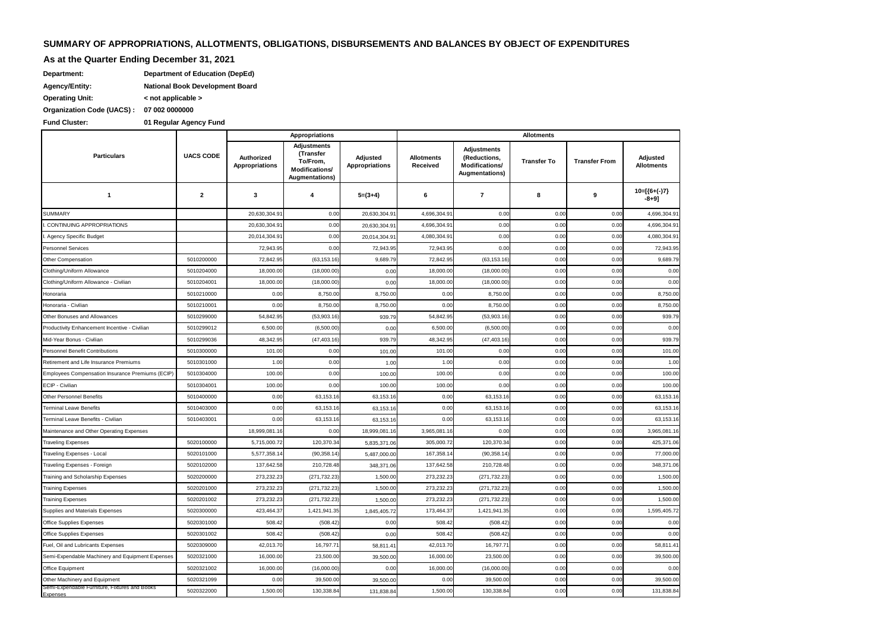## SUMMARY OF APPROPRIATIONS, ALLOTMENTS, OBLIGATIONS, DISBURSEMENTS AND BALANCES BY OBJECT OF EXPENDITURES

### As at the Quarter Ending December 31, 2021

**Department:** Department of Education (DepEd)

**Agency/Entity:** National Book Development Board

**Operating Unit:** < not applicable >

**Organization Code (UACS) :** 07 002 0000000

**Fund Cluster:** 01 Regular Agency Fund

| Particulars | UACS CODE | Appropriations | | | Allotments | | | | |
|---|---|---|---|---|---|---|---|---|---|
| | | Authorized Appropriations | Adjustments (Transfer To/From, Modifications/ Augmentations) | Adjusted Appropriations | Allotments Received | Adjustments (Reductions, Modifications/ Augmentations) | Transfer To | Transfer From | Adjusted Allotments |
| 1 | 2 | 3 | 4 | 5=(3+4) | 6 | 7 | 8 | 9 | 10=[{6+(-)7} -8+9] |
| SUMMARY | | 20,630,304.91 | 0.00 | 20,630,304.91 | 4,696,304.91 | 0.00 | 0.00 | 0.00 | 4,696,304.91 |
| I. CONTINUING APPROPRIATIONS | | 20,630,304.91 | 0.00 | 20,630,304.91 | 4,696,304.91 | 0.00 | 0.00 | 0.00 | 4,696,304.91 |
| I. Agency Specific Budget | | 20,014,304.91 | 0.00 | 20,014,304.91 | 4,080,304.91 | 0.00 | 0.00 | 0.00 | 4,080,304.91 |
| Personnel Services | | 72,943.95 | 0.00 | 72,943.95 | 72,943.95 | 0.00 | 0.00 | 0.00 | 72,943.95 |
| Other Compensation | 5010200000 | 72,842.95 | (63,153.16) | 9,689.79 | 72,842.95 | (63,153.16) | 0.00 | 0.00 | 9,689.79 |
| Clothing/Uniform Allowance | 5010204000 | 18,000.00 | (18,000.00) | 0.00 | 18,000.00 | (18,000.00) | 0.00 | 0.00 | 0.00 |
| Clothing/Uniform Allowance - Civilian | 5010204001 | 18,000.00 | (18,000.00) | 0.00 | 18,000.00 | (18,000.00) | 0.00 | 0.00 | 0.00 |
| Honoraria | 5010210000 | 0.00 | 8,750.00 | 8,750.00 | 0.00 | 8,750.00 | 0.00 | 0.00 | 8,750.00 |
| Honoraria - Civilian | 5010210001 | 0.00 | 8,750.00 | 8,750.00 | 0.00 | 8,750.00 | 0.00 | 0.00 | 8,750.00 |
| Other Bonuses and Allowances | 5010299000 | 54,842.95 | (53,903.16) | 939.79 | 54,842.95 | (53,903.16) | 0.00 | 0.00 | 939.79 |
| Productivity Enhancement Incentive - Civilian | 5010299012 | 6,500.00 | (6,500.00) | 0.00 | 6,500.00 | (6,500.00) | 0.00 | 0.00 | 0.00 |
| Mid-Year Bonus - Civilian | 5010299036 | 48,342.95 | (47,403.16) | 939.79 | 48,342.95 | (47,403.16) | 0.00 | 0.00 | 939.79 |
| Personnel Benefit Contributions | 5010300000 | 101.00 | 0.00 | 101.00 | 101.00 | 0.00 | 0.00 | 0.00 | 101.00 |
| Retirement and Life Insurance Premiums | 5010301000 | 1.00 | 0.00 | 1.00 | 1.00 | 0.00 | 0.00 | 0.00 | 1.00 |
| Employees Compensation Insurance Premiums (ECIP) | 5010304000 | 100.00 | 0.00 | 100.00 | 100.00 | 0.00 | 0.00 | 0.00 | 100.00 |
| ECIP - Civilian | 5010304001 | 100.00 | 0.00 | 100.00 | 100.00 | 0.00 | 0.00 | 0.00 | 100.00 |
| Other Personnel Benefits | 5010400000 | 0.00 | 63,153.16 | 63,153.16 | 0.00 | 63,153.16 | 0.00 | 0.00 | 63,153.16 |
| Terminal Leave Benefits | 5010403000 | 0.00 | 63,153.16 | 63,153.16 | 0.00 | 63,153.16 | 0.00 | 0.00 | 63,153.16 |
| Terminal Leave Benefits - Civilian | 5010403001 | 0.00 | 63,153.16 | 63,153.16 | 0.00 | 63,153.16 | 0.00 | 0.00 | 63,153.16 |
| Maintenance and Other Operating Expenses | | 18,999,081.16 | 0.00 | 18,999,081.16 | 3,965,081.16 | 0.00 | 0.00 | 0.00 | 3,965,081.16 |
| Traveling Expenses | 5020100000 | 5,715,000.72 | 120,370.34 | 5,835,371.06 | 305,000.72 | 120,370.34 | 0.00 | 0.00 | 425,371.06 |
| Traveling Expenses - Local | 5020101000 | 5,577,358.14 | (90,358.14) | 5,487,000.00 | 167,358.14 | (90,358.14) | 0.00 | 0.00 | 77,000.00 |
| Traveling Expenses - Foreign | 5020102000 | 137,642.58 | 210,728.48 | 348,371.06 | 137,642.58 | 210,728.48 | 0.00 | 0.00 | 348,371.06 |
| Training and Scholarship Expenses | 5020200000 | 273,232.23 | (271,732.23) | 1,500.00 | 273,232.23 | (271,732.23) | 0.00 | 0.00 | 1,500.00 |
| Training Expenses | 5020201000 | 273,232.23 | (271,732.23) | 1,500.00 | 273,232.23 | (271,732.23) | 0.00 | 0.00 | 1,500.00 |
| Training Expenses | 5020201002 | 273,232.23 | (271,732.23) | 1,500.00 | 273,232.23 | (271,732.23) | 0.00 | 0.00 | 1,500.00 |
| Supplies and Materials Expenses | 5020300000 | 423,464.37 | 1,421,941.35 | 1,845,405.72 | 173,464.37 | 1,421,941.35 | 0.00 | 0.00 | 1,595,405.72 |
| Office Supplies Expenses | 5020301000 | 508.42 | (508.42) | 0.00 | 508.42 | (508.42) | 0.00 | 0.00 | 0.00 |
| Office Supplies Expenses | 5020301002 | 508.42 | (508.42) | 0.00 | 508.42 | (508.42) | 0.00 | 0.00 | 0.00 |
| Fuel, Oil and Lubricants Expenses | 5020309000 | 42,013.70 | 16,797.71 | 58,811.41 | 42,013.70 | 16,797.71 | 0.00 | 0.00 | 58,811.41 |
| Semi-Expendable Machinery and Equipment Expenses | 5020321000 | 16,000.00 | 23,500.00 | 39,500.00 | 16,000.00 | 23,500.00 | 0.00 | 0.00 | 39,500.00 |
| Office Equipment | 5020321002 | 16,000.00 | (16,000.00) | 0.00 | 16,000.00 | (16,000.00) | 0.00 | 0.00 | 0.00 |
| Other Machinery and Equipment | 5020321099 | 0.00 | 39,500.00 | 39,500.00 | 0.00 | 39,500.00 | 0.00 | 0.00 | 39,500.00 |
| Semi-Expendable Furniture, Fixtures and Books Expenses | 5020322000 | 1,500.00 | 130,338.84 | 131,838.84 | 1,500.00 | 130,338.84 | 0.00 | 0.00 | 131,838.84 |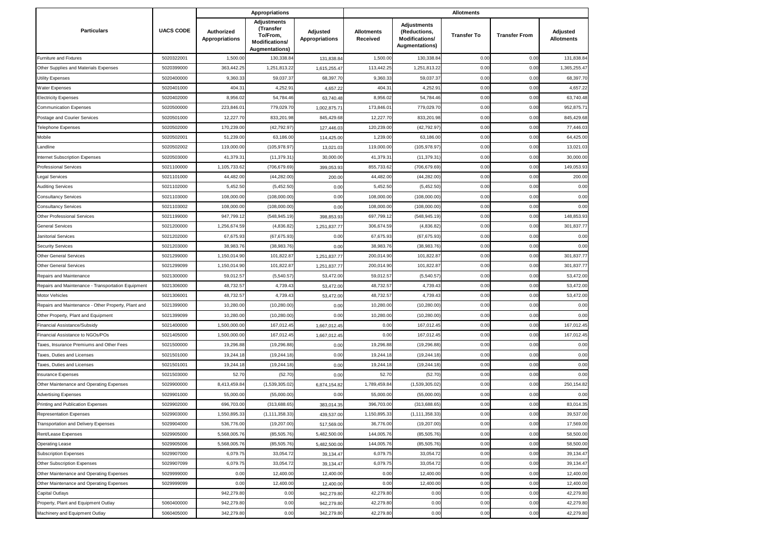| Particulars | UACS CODE | Appropriations | | | Allotments | | | | |
|---|---|---|---|---|---|---|---|---|---|
| | | Authorized Appropriations | Adjustments (Transfer To/From, Modifications/ Augmentations) | Adjusted Appropriations | Allotments Received | Adjustments (Reductions, Modifications/ Augmentations) | Transfer To | Transfer From | Adjusted Allotments |
| Furniture and Fixtures | 5020322001 | 1,500.00 | 130,338.84 | 131,838.84 | 1,500.00 | 130,338.84 | 0.00 | 0.00 | 131,838.84 |
| Other Supplies and Materials Expenses | 5020399000 | 363,442.25 | 1,251,813.22 | 1,615,255.47 | 113,442.25 | 1,251,813.22 | 0.00 | 0.00 | 1,365,255.47 |
| Utility Expenses | 5020400000 | 9,360.33 | 59,037.37 | 68,397.70 | 9,360.33 | 59,037.37 | 0.00 | 0.00 | 68,397.70 |
| Water Expenses | 5020401000 | 404.31 | 4,252.91 | 4,657.22 | 404.31 | 4,252.91 | 0.00 | 0.00 | 4,657.22 |
| Electricity Expenses | 5020402000 | 8,956.02 | 54,784.46 | 63,740.48 | 8,956.02 | 54,784.46 | 0.00 | 0.00 | 63,740.48 |
| Communication Expenses | 5020500000 | 223,846.01 | 779,029.70 | 1,002,875.71 | 173,846.01 | 779,029.70 | 0.00 | 0.00 | 952,875.71 |
| Postage and Courier Services | 5020501000 | 12,227.70 | 833,201.98 | 845,429.68 | 12,227.70 | 833,201.98 | 0.00 | 0.00 | 845,429.68 |
| Telephone Expenses | 5020502000 | 170,239.00 | (42,792.97) | 127,446.03 | 120,239.00 | (42,792.97) | 0.00 | 0.00 | 77,446.03 |
| Mobile | 5020502001 | 51,239.00 | 63,186.00 | 114,425.00 | 1,239.00 | 63,186.00 | 0.00 | 0.00 | 64,425.00 |
| Landline | 5020502002 | 119,000.00 | (105,978.97) | 13,021.03 | 119,000.00 | (105,978.97) | 0.00 | 0.00 | 13,021.03 |
| Internet Subscription Expenses | 5020503000 | 41,379.31 | (11,379.31) | 30,000.00 | 41,379.31 | (11,379.31) | 0.00 | 0.00 | 30,000.00 |
| Professional Services | 5021100000 | 1,105,733.62 | (706,679.69) | 399,053.93 | 855,733.62 | (706,679.69) | 0.00 | 0.00 | 149,053.93 |
| Legal Services | 5021101000 | 44,482.00 | (44,282.00) | 200.00 | 44,482.00 | (44,282.00) | 0.00 | 0.00 | 200.00 |
| Auditing Services | 5021102000 | 5,452.50 | (5,452.50) | 0.00 | 5,452.50 | (5,452.50) | 0.00 | 0.00 | 0.00 |
| Consultancy Services | 5021103000 | 108,000.00 | (108,000.00) | 0.00 | 108,000.00 | (108,000.00) | 0.00 | 0.00 | 0.00 |
| Consultancy Services | 5021103002 | 108,000.00 | (108,000.00) | 0.00 | 108,000.00 | (108,000.00) | 0.00 | 0.00 | 0.00 |
| Other Professional Services | 5021199000 | 947,799.12 | (548,945.19) | 398,853.93 | 697,799.12 | (548,945.19) | 0.00 | 0.00 | 148,853.93 |
| General Services | 5021200000 | 1,256,674.59 | (4,836.82) | 1,251,837.77 | 306,674.59 | (4,836.82) | 0.00 | 0.00 | 301,837.77 |
| Janitorial Services | 5021202000 | 67,675.93 | (67,675.93) | 0.00 | 67,675.93 | (67,675.93) | 0.00 | 0.00 | 0.00 |
| Security Services | 5021203000 | 38,983.76 | (38,983.76) | 0.00 | 38,983.76 | (38,983.76) | 0.00 | 0.00 | 0.00 |
| Other General Services | 5021299000 | 1,150,014.90 | 101,822.87 | 1,251,837.77 | 200,014.90 | 101,822.87 | 0.00 | 0.00 | 301,837.77 |
| Other General Services | 5021299099 | 1,150,014.90 | 101,822.87 | 1,251,837.77 | 200,014.90 | 101,822.87 | 0.00 | 0.00 | 301,837.77 |
| Repairs and Maintenance | 5021300000 | 59,012.57 | (5,540.57) | 53,472.00 | 59,012.57 | (5,540.57) | 0.00 | 0.00 | 53,472.00 |
| Repairs and Maintenance - Transportation Equipment | 5021306000 | 48,732.57 | 4,739.43 | 53,472.00 | 48,732.57 | 4,739.43 | 0.00 | 0.00 | 53,472.00 |
| Motor Vehicles | 5021306001 | 48,732.57 | 4,739.43 | 53,472.00 | 48,732.57 | 4,739.43 | 0.00 | 0.00 | 53,472.00 |
| Repairs and Maintenance - Other Property, Plant and | 5021399000 | 10,280.00 | (10,280.00) | 0.00 | 10,280.00 | (10,280.00) | 0.00 | 0.00 | 0.00 |
| Other Property, Plant and Equipment | 5021399099 | 10,280.00 | (10,280.00) | 0.00 | 10,280.00 | (10,280.00) | 0.00 | 0.00 | 0.00 |
| Financial Assistance/Subsidy | 5021400000 | 1,500,000.00 | 167,012.45 | 1,667,012.45 | 0.00 | 167,012.45 | 0.00 | 0.00 | 167,012.45 |
| Financial Assistance to NGOs/POs | 5021405000 | 1,500,000.00 | 167,012.45 | 1,667,012.45 | 0.00 | 167,012.45 | 0.00 | 0.00 | 167,012.45 |
| Taxes, Insurance Premiums and Other Fees | 5021500000 | 19,296.88 | (19,296.88) | 0.00 | 19,296.88 | (19,296.88) | 0.00 | 0.00 | 0.00 |
| Taxes, Duties and Licenses | 5021501000 | 19,244.18 | (19,244.18) | 0.00 | 19,244.18 | (19,244.18) | 0.00 | 0.00 | 0.00 |
| Taxes, Duties and Licenses | 5021501001 | 19,244.18 | (19,244.18) | 0.00 | 19,244.18 | (19,244.18) | 0.00 | 0.00 | 0.00 |
| Insurance Expenses | 5021503000 | 52.70 | (52.70) | 0.00 | 52.70 | (52.70) | 0.00 | 0.00 | 0.00 |
| Other Maintenance and Operating Expenses | 5029900000 | 8,413,459.84 | (1,539,305.02) | 6,874,154.82 | 1,789,459.84 | (1,539,305.02) | 0.00 | 0.00 | 250,154.82 |
| Advertising Expenses | 5029901000 | 55,000.00 | (55,000.00) | 0.00 | 55,000.00 | (55,000.00) | 0.00 | 0.00 | 0.00 |
| Printing and Publication Expenses | 5029902000 | 696,703.00 | (313,688.65) | 383,014.35 | 396,703.00 | (313,688.65) | 0.00 | 0.00 | 83,014.35 |
| Representation Expenses | 5029903000 | 1,550,895.33 | (1,111,358.33) | 439,537.00 | 1,150,895.33 | (1,111,358.33) | 0.00 | 0.00 | 39,537.00 |
| Transportation and Delivery Expenses | 5029904000 | 536,776.00 | (19,207.00) | 517,569.00 | 36,776.00 | (19,207.00) | 0.00 | 0.00 | 17,569.00 |
| Rent/Lease Expenses | 5029905000 | 5,568,005.76 | (85,505.76) | 5,482,500.00 | 144,005.76 | (85,505.76) | 0.00 | 0.00 | 58,500.00 |
| Operating Lease | 5029905006 | 5,568,005.76 | (85,505.76) | 5,482,500.00 | 144,005.76 | (85,505.76) | 0.00 | 0.00 | 58,500.00 |
| Subscription Expenses | 5029907000 | 6,079.75 | 33,054.72 | 39,134.47 | 6,079.75 | 33,054.72 | 0.00 | 0.00 | 39,134.47 |
| Other Subscription Expenses | 5029907099 | 6,079.75 | 33,054.72 | 39,134.47 | 6,079.75 | 33,054.72 | 0.00 | 0.00 | 39,134.47 |
| Other Maintenance and Operating Expenses | 5029999000 | 0.00 | 12,400.00 | 12,400.00 | 0.00 | 12,400.00 | 0.00 | 0.00 | 12,400.00 |
| Other Maintenance and Operating Expenses | 5029999099 | 0.00 | 12,400.00 | 12,400.00 | 0.00 | 12,400.00 | 0.00 | 0.00 | 12,400.00 |
| Capital Outlays | | 942,279.80 | 0.00 | 942,279.80 | 42,279.80 | 0.00 | 0.00 | 0.00 | 42,279.80 |
| Property, Plant and Equipment Outlay | 5060400000 | 942,279.80 | 0.00 | 942,279.80 | 42,279.80 | 0.00 | 0.00 | 0.00 | 42,279.80 |
| Machinery and Equipment Outlay | 5060405000 | 342,279.80 | 0.00 | 342,279.80 | 42,279.80 | 0.00 | 0.00 | 0.00 | 42,279.80 |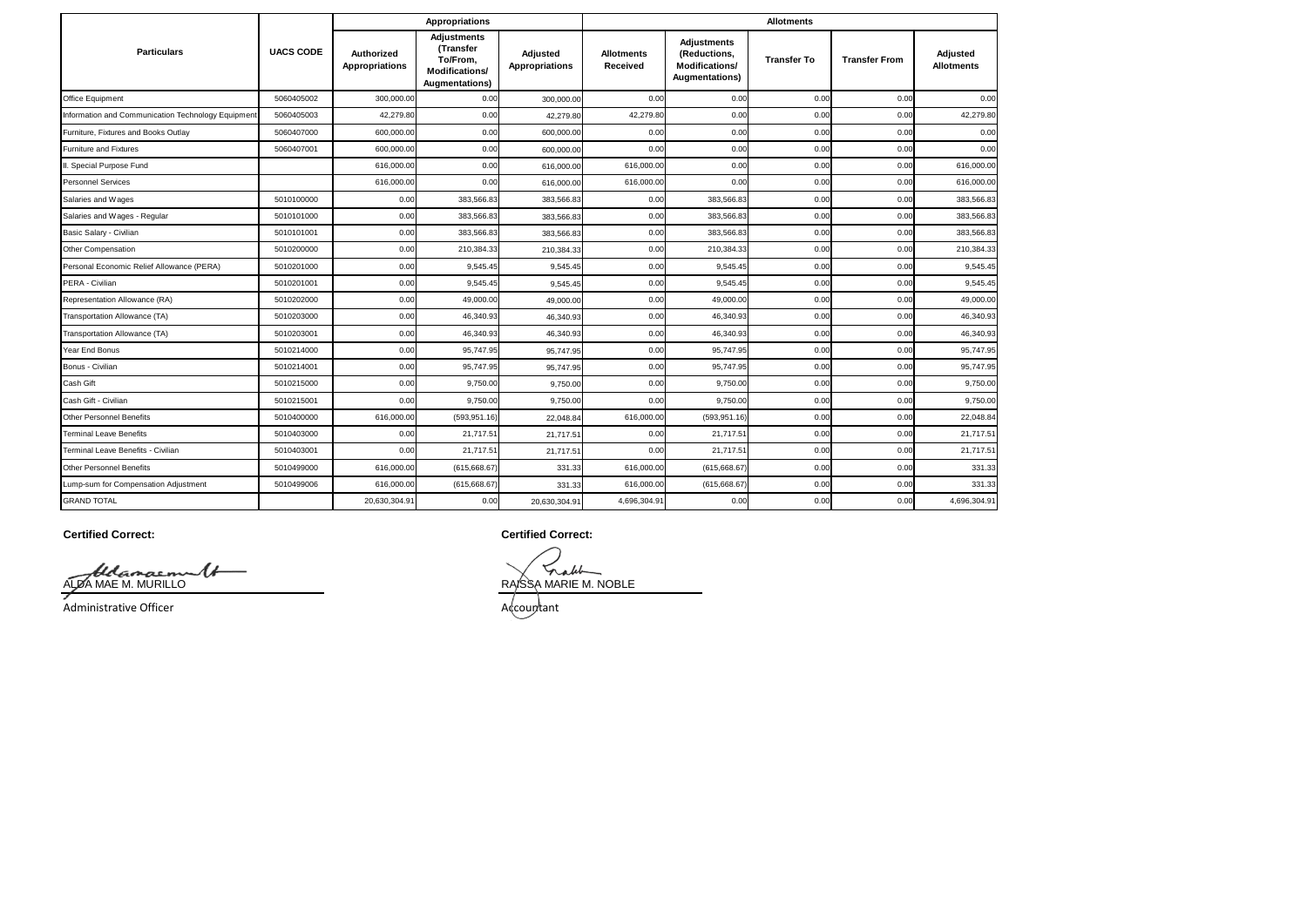| Particulars | UACS CODE | Appropriations | | | Allotments | | | | |
|---|---|---|---|---|---|---|---|---|---|
| | | Authorized Appropriations | Adjustments (Transfer To/From, Modifications/ Augmentations) | Adjusted Appropriations | Allotments Received | Adjustments (Reductions, Modifications/ Augmentations) | Transfer To | Transfer From | Adjusted Allotments |
| Office Equipment | 5060405002 | 300,000.00 | 0.00 | 300,000.00 | 0.00 | 0.00 | 0.00 | 0.00 | 0.00 |
| Information and Communication Technology Equipment | 5060405003 | 42,279.80 | 0.00 | 42,279.80 | 42,279.80 | 0.00 | 0.00 | 0.00 | 42,279.80 |
| Furniture, Fixtures and Books Outlay | 5060407000 | 600,000.00 | 0.00 | 600,000.00 | 0.00 | 0.00 | 0.00 | 0.00 | 0.00 |
| Furniture and Fixtures | 5060407001 | 600,000.00 | 0.00 | 600,000.00 | 0.00 | 0.00 | 0.00 | 0.00 | 0.00 |
| II. Special Purpose Fund | | 616,000.00 | 0.00 | 616,000.00 | 616,000.00 | 0.00 | 0.00 | 0.00 | 616,000.00 |
| Personnel Services | | 616,000.00 | 0.00 | 616,000.00 | 616,000.00 | 0.00 | 0.00 | 0.00 | 616,000.00 |
| Salaries and Wages | 5010100000 | 0.00 | 383,566.83 | 383,566.83 | 0.00 | 383,566.83 | 0.00 | 0.00 | 383,566.83 |
| Salaries and Wages - Regular | 5010101000 | 0.00 | 383,566.83 | 383,566.83 | 0.00 | 383,566.83 | 0.00 | 0.00 | 383,566.83 |
| Basic Salary - Civilian | 5010101001 | 0.00 | 383,566.83 | 383,566.83 | 0.00 | 383,566.83 | 0.00 | 0.00 | 383,566.83 |
| Other Compensation | 5010200000 | 0.00 | 210,384.33 | 210,384.33 | 0.00 | 210,384.33 | 0.00 | 0.00 | 210,384.33 |
| Personal Economic Relief Allowance (PERA) | 5010201000 | 0.00 | 9,545.45 | 9,545.45 | 0.00 | 9,545.45 | 0.00 | 0.00 | 9,545.45 |
| PERA - Civilian | 5010201001 | 0.00 | 9,545.45 | 9,545.45 | 0.00 | 9,545.45 | 0.00 | 0.00 | 9,545.45 |
| Representation Allowance (RA) | 5010202000 | 0.00 | 49,000.00 | 49,000.00 | 0.00 | 49,000.00 | 0.00 | 0.00 | 49,000.00 |
| Transportation Allowance (TA) | 5010203000 | 0.00 | 46,340.93 | 46,340.93 | 0.00 | 46,340.93 | 0.00 | 0.00 | 46,340.93 |
| Transportation Allowance (TA) | 5010203001 | 0.00 | 46,340.93 | 46,340.93 | 0.00 | 46,340.93 | 0.00 | 0.00 | 46,340.93 |
| Year End Bonus | 5010214000 | 0.00 | 95,747.95 | 95,747.95 | 0.00 | 95,747.95 | 0.00 | 0.00 | 95,747.95 |
| Bonus - Civilian | 5010214001 | 0.00 | 95,747.95 | 95,747.95 | 0.00 | 95,747.95 | 0.00 | 0.00 | 95,747.95 |
| Cash Gift | 5010215000 | 0.00 | 9,750.00 | 9,750.00 | 0.00 | 9,750.00 | 0.00 | 0.00 | 9,750.00 |
| Cash Gift - Civilian | 5010215001 | 0.00 | 9,750.00 | 9,750.00 | 0.00 | 9,750.00 | 0.00 | 0.00 | 9,750.00 |
| Other Personnel Benefits | 5010400000 | 616,000.00 | (593,951.16) | 22,048.84 | 616,000.00 | (593,951.16) | 0.00 | 0.00 | 22,048.84 |
| Terminal Leave Benefits | 5010403000 | 0.00 | 21,717.51 | 21,717.51 | 0.00 | 21,717.51 | 0.00 | 0.00 | 21,717.51 |
| Terminal Leave Benefits - Civilian | 5010403001 | 0.00 | 21,717.51 | 21,717.51 | 0.00 | 21,717.51 | 0.00 | 0.00 | 21,717.51 |
| Other Personnel Benefits | 5010499000 | 616,000.00 | (615,668.67) | 331.33 | 616,000.00 | (615,668.67) | 0.00 | 0.00 | 331.33 |
| Lump-sum for Compensation Adjustment | 5010499006 | 616,000.00 | (615,668.67) | 331.33 | 616,000.00 | (615,668.67) | 0.00 | 0.00 | 331.33 |
| GRAND TOTAL | | 20,630,304.91 | 0.00 | 20,630,304.91 | 4,696,304.91 | 0.00 | 0.00 | 0.00 | 4,696,304.91 |

**Certified Correct:**

ALDA MAE M. MURILLO
Administrative Officer

**Certified Correct:**

RAISSA MARIE M. NOBLE
Accountant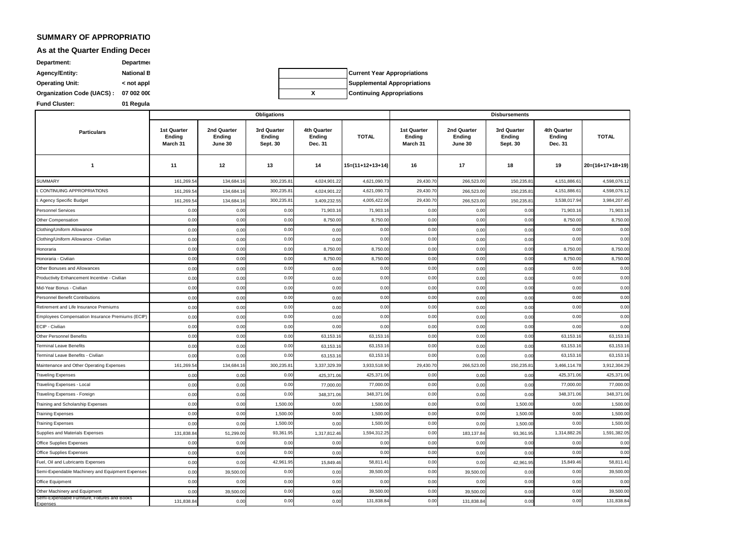**SUMMARY OF APPROPRIATIO**

**As at the Quarter Ending Decer**

| | | | | |
|---|---|---|---|---|
| **Department:** | **Departme** | | | |
| **Agency/Entity:** | **National B** | | | **Current Year Appropriations** |
| **Operating Unit:** | **< not appl** | | | **Supplemental Appropriations** |
| **Organization Code (UACS) :** | **07 002 000** | | X | **Continuing Appropriations** |
| **Fund Cluster:** | **01 Regula** | | | |

| Particulars | Obligations | | | | | Disbursements | | | | |
|---|---|---|---|---|---|---|---|---|---|---|
| | 1st Quarter Ending March 31 | 2nd Quarter Ending June 30 | 3rd Quarter Ending Sept. 30 | 4th Quarter Ending Dec. 31 | TOTAL | 1st Quarter Ending March 31 | 2nd Quarter Ending June 30 | 3rd Quarter Ending Sept. 30 | 4th Quarter Ending Dec. 31 | TOTAL |
| 1 | 11 | 12 | 13 | 14 | 15=(11+12+13+14) | 16 | 17 | 18 | 19 | 20=(16+17+18+19) |
| SUMMARY | 161,269.54 | 134,684.16 | 300,235.81 | 4,024,901.22 | 4,621,090.73 | 29,430.70 | 266,523.00 | 150,235.81 | 4,151,886.61 | 4,598,076.12 |
| I. CONTINUING APPROPRIATIONS | 161,269.54 | 134,684.16 | 300,235.81 | 4,024,901.22 | 4,621,090.73 | 29,430.70 | 266,523.00 | 150,235.81 | 4,151,886.61 | 4,598,076.12 |
| I. Agency Specific Budget | 161,269.54 | 134,684.16 | 300,235.81 | 3,409,232.55 | 4,005,422.06 | 29,430.70 | 266,523.00 | 150,235.81 | 3,538,017.94 | 3,984,207.45 |
| Personnel Services | 0.00 | 0.00 | 0.00 | 71,903.16 | 71,903.16 | 0.00 | 0.00 | 0.00 | 71,903.16 | 71,903.16 |
| Other Compensation | 0.00 | 0.00 | 0.00 | 8,750.00 | 8,750.00 | 0.00 | 0.00 | 0.00 | 8,750.00 | 8,750.00 |
| Clothing/Uniform Allowance | 0.00 | 0.00 | 0.00 | 0.00 | 0.00 | 0.00 | 0.00 | 0.00 | 0.00 | 0.00 |
| Clothing/Uniform Allowance - Civilian | 0.00 | 0.00 | 0.00 | 0.00 | 0.00 | 0.00 | 0.00 | 0.00 | 0.00 | 0.00 |
| Honoraria | 0.00 | 0.00 | 0.00 | 8,750.00 | 8,750.00 | 0.00 | 0.00 | 0.00 | 8,750.00 | 8,750.00 |
| Honoraria - Civilian | 0.00 | 0.00 | 0.00 | 8,750.00 | 8,750.00 | 0.00 | 0.00 | 0.00 | 8,750.00 | 8,750.00 |
| Other Bonuses and Allowances | 0.00 | 0.00 | 0.00 | 0.00 | 0.00 | 0.00 | 0.00 | 0.00 | 0.00 | 0.00 |
| Productivity Enhancement Incentive - Civilian | 0.00 | 0.00 | 0.00 | 0.00 | 0.00 | 0.00 | 0.00 | 0.00 | 0.00 | 0.00 |
| Mid-Year Bonus - Civilian | 0.00 | 0.00 | 0.00 | 0.00 | 0.00 | 0.00 | 0.00 | 0.00 | 0.00 | 0.00 |
| Personnel Benefit Contributions | 0.00 | 0.00 | 0.00 | 0.00 | 0.00 | 0.00 | 0.00 | 0.00 | 0.00 | 0.00 |
| Retirement and Life Insurance Premiums | 0.00 | 0.00 | 0.00 | 0.00 | 0.00 | 0.00 | 0.00 | 0.00 | 0.00 | 0.00 |
| Employees Compensation Insurance Premiums (ECIP) | 0.00 | 0.00 | 0.00 | 0.00 | 0.00 | 0.00 | 0.00 | 0.00 | 0.00 | 0.00 |
| ECIP - Civilian | 0.00 | 0.00 | 0.00 | 0.00 | 0.00 | 0.00 | 0.00 | 0.00 | 0.00 | 0.00 |
| Other Personnel Benefits | 0.00 | 0.00 | 0.00 | 63,153.16 | 63,153.16 | 0.00 | 0.00 | 0.00 | 63,153.16 | 63,153.16 |
| Terminal Leave Benefits | 0.00 | 0.00 | 0.00 | 63,153.16 | 63,153.16 | 0.00 | 0.00 | 0.00 | 63,153.16 | 63,153.16 |
| Terminal Leave Benefits - Civilian | 0.00 | 0.00 | 0.00 | 63,153.16 | 63,153.16 | 0.00 | 0.00 | 0.00 | 63,153.16 | 63,153.16 |
| Maintenance and Other Operating Expenses | 161,269.54 | 134,684.16 | 300,235.81 | 3,337,329.39 | 3,933,518.90 | 29,430.70 | 266,523.00 | 150,235.81 | 3,466,114.78 | 3,912,304.29 |
| Traveling Expenses | 0.00 | 0.00 | 0.00 | 425,371.06 | 425,371.06 | 0.00 | 0.00 | 0.00 | 425,371.06 | 425,371.06 |
| Traveling Expenses - Local | 0.00 | 0.00 | 0.00 | 77,000.00 | 77,000.00 | 0.00 | 0.00 | 0.00 | 77,000.00 | 77,000.00 |
| Traveling Expenses - Foreign | 0.00 | 0.00 | 0.00 | 348,371.06 | 348,371.06 | 0.00 | 0.00 | 0.00 | 348,371.06 | 348,371.06 |
| Training and Scholarship Expenses | 0.00 | 0.00 | 1,500.00 | 0.00 | 1,500.00 | 0.00 | 0.00 | 1,500.00 | 0.00 | 1,500.00 |
| Training Expenses | 0.00 | 0.00 | 1,500.00 | 0.00 | 1,500.00 | 0.00 | 0.00 | 1,500.00 | 0.00 | 1,500.00 |
| Training Expenses | 0.00 | 0.00 | 1,500.00 | 0.00 | 1,500.00 | 0.00 | 0.00 | 1,500.00 | 0.00 | 1,500.00 |
| Supplies and Materials Expenses | 131,838.84 | 51,299.00 | 93,361.95 | 1,317,812.46 | 1,594,312.25 | 0.00 | 183,137.84 | 93,361.95 | 1,314,882.26 | 1,591,382.05 |
| Office Supplies Expenses | 0.00 | 0.00 | 0.00 | 0.00 | 0.00 | 0.00 | 0.00 | 0.00 | 0.00 | 0.00 |
| Office Supplies Expenses | 0.00 | 0.00 | 0.00 | 0.00 | 0.00 | 0.00 | 0.00 | 0.00 | 0.00 | 0.00 |
| Fuel, Oil and Lubricants Expenses | 0.00 | 0.00 | 42,961.95 | 15,849.46 | 58,811.41 | 0.00 | 0.00 | 42,961.95 | 15,849.46 | 58,811.41 |
| Semi-Expendable Machinery and Equipment Expenses | 0.00 | 39,500.00 | 0.00 | 0.00 | 39,500.00 | 0.00 | 39,500.00 | 0.00 | 0.00 | 39,500.00 |
| Office Equipment | 0.00 | 0.00 | 0.00 | 0.00 | 0.00 | 0.00 | 0.00 | 0.00 | 0.00 | 0.00 |
| Other Machinery and Equipment | 0.00 | 39,500.00 | 0.00 | 0.00 | 39,500.00 | 0.00 | 39,500.00 | 0.00 | 0.00 | 39,500.00 |
| Semi-Expendable Furniture, Fixtures and Books Expenses | 131,838.84 | 0.00 | 0.00 | 0.00 | 131,838.84 | 0.00 | 131,838.84 | 0.00 | 0.00 | 131,838.84 |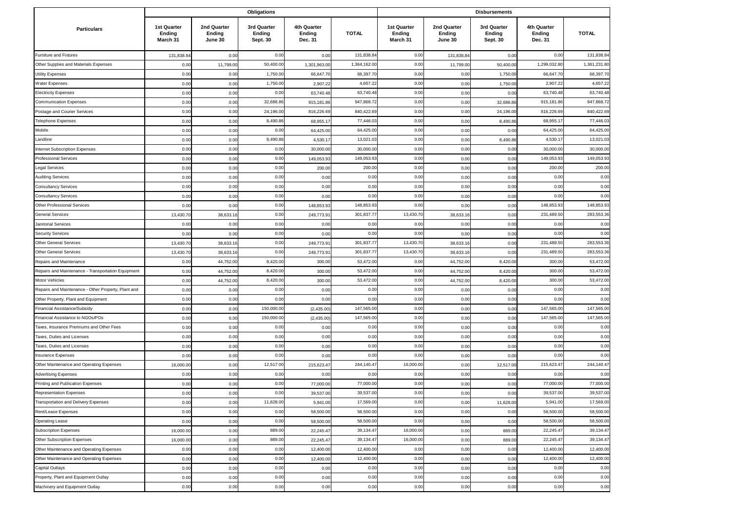| Particulars | Obligations | | | | | Disbursements | | | | |
|---|---|---|---|---|---|---|---|---|---|---|
| | 1st Quarter Ending March 31 | 2nd Quarter Ending June 30 | 3rd Quarter Ending Sept. 30 | 4th Quarter Ending Dec. 31 | TOTAL | 1st Quarter Ending March 31 | 2nd Quarter Ending June 30 | 3rd Quarter Ending Sept. 30 | 4th Quarter Ending Dec. 31 | TOTAL |
| Furniture and Fixtures | 131,838.84 | 0.00 | 0.00 | 0.00 | 131,838.84 | 0.00 | 131,838.84 | 0.00 | 0.00 | 131,838.84 |
| Other Supplies and Materials Expenses | 0.00 | 11,799.00 | 50,400.00 | 1,301,963.00 | 1,364,162.00 | 0.00 | 11,799.00 | 50,400.00 | 1,299,032.80 | 1,361,231.80 |
| Utility Expenses | 0.00 | 0.00 | 1,750.00 | 66,647.70 | 68,397.70 | 0.00 | 0.00 | 1,750.00 | 66,647.70 | 68,397.70 |
| Water Expenses | 0.00 | 0.00 | 1,750.00 | 2,907.22 | 4,657.22 | 0.00 | 0.00 | 1,750.00 | 2,907.22 | 4,657.22 |
| Electricity Expenses | 0.00 | 0.00 | 0.00 | 63,740.48 | 63,740.48 | 0.00 | 0.00 | 0.00 | 63,740.48 | 63,740.48 |
| Communication Expenses | 0.00 | 0.00 | 32,686.86 | 915,181.86 | 947,868.72 | 0.00 | 0.00 | 32,686.86 | 915,181.86 | 947,868.72 |
| Postage and Courier Services | 0.00 | 0.00 | 24,196.00 | 816,226.69 | 840,422.69 | 0.00 | 0.00 | 24,196.00 | 816,226.69 | 840,422.69 |
| Telephone Expenses | 0.00 | 0.00 | 8,490.86 | 68,955.17 | 77,446.03 | 0.00 | 0.00 | 8,490.86 | 68,955.17 | 77,446.03 |
| Mobile | 0.00 | 0.00 | 0.00 | 64,425.00 | 64,425.00 | 0.00 | 0.00 | 0.00 | 64,425.00 | 64,425.00 |
| Landline | 0.00 | 0.00 | 8,490.86 | 4,530.17 | 13,021.03 | 0.00 | 0.00 | 8,490.86 | 4,530.17 | 13,021.03 |
| Internet Subscription Expenses | 0.00 | 0.00 | 0.00 | 30,000.00 | 30,000.00 | 0.00 | 0.00 | 0.00 | 30,000.00 | 30,000.00 |
| Professional Services | 0.00 | 0.00 | 0.00 | 149,053.93 | 149,053.93 | 0.00 | 0.00 | 0.00 | 149,053.93 | 149,053.93 |
| Legal Services | 0.00 | 0.00 | 0.00 | 200.00 | 200.00 | 0.00 | 0.00 | 0.00 | 200.00 | 200.00 |
| Auditing Services | 0.00 | 0.00 | 0.00 | 0.00 | 0.00 | 0.00 | 0.00 | 0.00 | 0.00 | 0.00 |
| Consultancy Services | 0.00 | 0.00 | 0.00 | 0.00 | 0.00 | 0.00 | 0.00 | 0.00 | 0.00 | 0.00 |
| Consultancy Services | 0.00 | 0.00 | 0.00 | 0.00 | 0.00 | 0.00 | 0.00 | 0.00 | 0.00 | 0.00 |
| Other Professional Services | 0.00 | 0.00 | 0.00 | 148,853.93 | 148,853.93 | 0.00 | 0.00 | 0.00 | 148,853.93 | 148,853.93 |
| General Services | 13,430.70 | 38,633.16 | 0.00 | 249,773.91 | 301,837.77 | 13,430.70 | 38,633.16 | 0.00 | 231,489.50 | 283,553.36 |
| Janitorial Services | 0.00 | 0.00 | 0.00 | 0.00 | 0.00 | 0.00 | 0.00 | 0.00 | 0.00 | 0.00 |
| Security Services | 0.00 | 0.00 | 0.00 | 0.00 | 0.00 | 0.00 | 0.00 | 0.00 | 0.00 | 0.00 |
| Other General Services | 13,430.70 | 38,633.16 | 0.00 | 249,773.91 | 301,837.77 | 13,430.70 | 38,633.16 | 0.00 | 231,489.50 | 283,553.36 |
| Other General Services | 13,430.70 | 38,633.16 | 0.00 | 249,773.91 | 301,837.77 | 13,430.70 | 38,633.16 | 0.00 | 231,489.50 | 283,553.36 |
| Repairs and Maintenance | 0.00 | 44,752.00 | 8,420.00 | 300.00 | 53,472.00 | 0.00 | 44,752.00 | 8,420.00 | 300.00 | 53,472.00 |
| Repairs and Maintenance - Transportation Equipment | 0.00 | 44,752.00 | 8,420.00 | 300.00 | 53,472.00 | 0.00 | 44,752.00 | 8,420.00 | 300.00 | 53,472.00 |
| Motor Vehicles | 0.00 | 44,752.00 | 8,420.00 | 300.00 | 53,472.00 | 0.00 | 44,752.00 | 8,420.00 | 300.00 | 53,472.00 |
| Repairs and Maintenance - Other Property, Plant and | 0.00 | 0.00 | 0.00 | 0.00 | 0.00 | 0.00 | 0.00 | 0.00 | 0.00 | 0.00 |
| Other Property, Plant and Equipment | 0.00 | 0.00 | 0.00 | 0.00 | 0.00 | 0.00 | 0.00 | 0.00 | 0.00 | 0.00 |
| Financial Assistance/Subsidy | 0.00 | 0.00 | 150,000.00 | (2,435.00) | 147,565.00 | 0.00 | 0.00 | 0.00 | 147,565.00 | 147,565.00 |
| Financial Assistance to NGOs/POs | 0.00 | 0.00 | 150,000.00 | (2,435.00) | 147,565.00 | 0.00 | 0.00 | 0.00 | 147,565.00 | 147,565.00 |
| Taxes, Insurance Premiums and Other Fees | 0.00 | 0.00 | 0.00 | 0.00 | 0.00 | 0.00 | 0.00 | 0.00 | 0.00 | 0.00 |
| Taxes, Duties and Licenses | 0.00 | 0.00 | 0.00 | 0.00 | 0.00 | 0.00 | 0.00 | 0.00 | 0.00 | 0.00 |
| Taxes, Duties and Licenses | 0.00 | 0.00 | 0.00 | 0.00 | 0.00 | 0.00 | 0.00 | 0.00 | 0.00 | 0.00 |
| Insurance Expenses | 0.00 | 0.00 | 0.00 | 0.00 | 0.00 | 0.00 | 0.00 | 0.00 | 0.00 | 0.00 |
| Other Maintenance and Operating Expenses | 16,000.00 | 0.00 | 12,517.00 | 215,623.47 | 244,140.47 | 16,000.00 | 0.00 | 12,517.00 | 215,623.47 | 244,140.47 |
| Advertising Expenses | 0.00 | 0.00 | 0.00 | 0.00 | 0.00 | 0.00 | 0.00 | 0.00 | 0.00 | 0.00 |
| Printing and Publication Expenses | 0.00 | 0.00 | 0.00 | 77,000.00 | 77,000.00 | 0.00 | 0.00 | 0.00 | 77,000.00 | 77,000.00 |
| Representation Expenses | 0.00 | 0.00 | 0.00 | 39,537.00 | 39,537.00 | 0.00 | 0.00 | 0.00 | 39,537.00 | 39,537.00 |
| Transportation and Delivery Expenses | 0.00 | 0.00 | 11,628.00 | 5,941.00 | 17,569.00 | 0.00 | 0.00 | 11,628.00 | 5,941.00 | 17,569.00 |
| Rent/Lease Expenses | 0.00 | 0.00 | 0.00 | 58,500.00 | 58,500.00 | 0.00 | 0.00 | 0.00 | 58,500.00 | 58,500.00 |
| Operating Lease | 0.00 | 0.00 | 0.00 | 58,500.00 | 58,500.00 | 0.00 | 0.00 | 0.00 | 58,500.00 | 58,500.00 |
| Subscription Expenses | 16,000.00 | 0.00 | 889.00 | 22,245.47 | 39,134.47 | 16,000.00 | 0.00 | 889.00 | 22,245.47 | 39,134.47 |
| Other Subscription Expenses | 16,000.00 | 0.00 | 889.00 | 22,245.47 | 39,134.47 | 16,000.00 | 0.00 | 889.00 | 22,245.47 | 39,134.47 |
| Other Maintenance and Operating Expenses | 0.00 | 0.00 | 0.00 | 12,400.00 | 12,400.00 | 0.00 | 0.00 | 0.00 | 12,400.00 | 12,400.00 |
| Other Maintenance and Operating Expenses | 0.00 | 0.00 | 0.00 | 12,400.00 | 12,400.00 | 0.00 | 0.00 | 0.00 | 12,400.00 | 12,400.00 |
| Capital Outlays | 0.00 | 0.00 | 0.00 | 0.00 | 0.00 | 0.00 | 0.00 | 0.00 | 0.00 | 0.00 |
| Property, Plant and Equipment Outlay | 0.00 | 0.00 | 0.00 | 0.00 | 0.00 | 0.00 | 0.00 | 0.00 | 0.00 | 0.00 |
| Machinery and Equipment Outlay | 0.00 | 0.00 | 0.00 | 0.00 | 0.00 | 0.00 | 0.00 | 0.00 | 0.00 | 0.00 |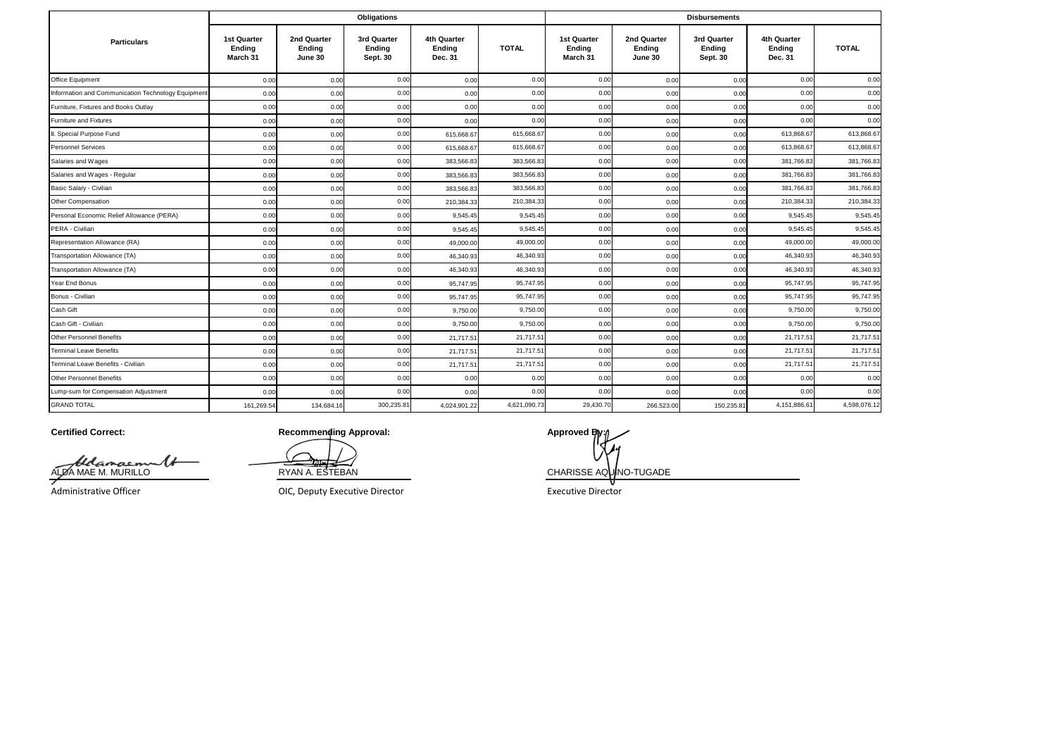| Particulars | Obligations | | | | | Disbursements | | | | |
|---|---|---|---|---|---|---|---|---|---|---|
| | 1st Quarter Ending March 31 | 2nd Quarter Ending June 30 | 3rd Quarter Ending Sept. 30 | 4th Quarter Ending Dec. 31 | TOTAL | 1st Quarter Ending March 31 | 2nd Quarter Ending June 30 | 3rd Quarter Ending Sept. 30 | 4th Quarter Ending Dec. 31 | TOTAL |
| Office Equipment | 0.00 | 0.00 | 0.00 | 0.00 | 0.00 | 0.00 | 0.00 | 0.00 | 0.00 | 0.00 |
| Information and Communication Technology Equipment | 0.00 | 0.00 | 0.00 | 0.00 | 0.00 | 0.00 | 0.00 | 0.00 | 0.00 | 0.00 |
| Furniture, Fixtures and Books Outlay | 0.00 | 0.00 | 0.00 | 0.00 | 0.00 | 0.00 | 0.00 | 0.00 | 0.00 | 0.00 |
| Furniture and Fixtures | 0.00 | 0.00 | 0.00 | 0.00 | 0.00 | 0.00 | 0.00 | 0.00 | 0.00 | 0.00 |
| II. Special Purpose Fund | 0.00 | 0.00 | 0.00 | 615,668.67 | 615,668.67 | 0.00 | 0.00 | 0.00 | 613,868.67 | 613,868.67 |
| Personnel Services | 0.00 | 0.00 | 0.00 | 615,668.67 | 615,668.67 | 0.00 | 0.00 | 0.00 | 613,868.67 | 613,868.67 |
| Salaries and Wages | 0.00 | 0.00 | 0.00 | 383,566.83 | 383,566.83 | 0.00 | 0.00 | 0.00 | 381,766.83 | 381,766.83 |
| Salaries and Wages - Regular | 0.00 | 0.00 | 0.00 | 383,566.83 | 383,566.83 | 0.00 | 0.00 | 0.00 | 381,766.83 | 381,766.83 |
| Basic Salary - Civilian | 0.00 | 0.00 | 0.00 | 383,566.83 | 383,566.83 | 0.00 | 0.00 | 0.00 | 381,766.83 | 381,766.83 |
| Other Compensation | 0.00 | 0.00 | 0.00 | 210,384.33 | 210,384.33 | 0.00 | 0.00 | 0.00 | 210,384.33 | 210,384.33 |
| Personal Economic Relief Allowance (PERA) | 0.00 | 0.00 | 0.00 | 9,545.45 | 9,545.45 | 0.00 | 0.00 | 0.00 | 9,545.45 | 9,545.45 |
| PERA - Civilian | 0.00 | 0.00 | 0.00 | 9,545.45 | 9,545.45 | 0.00 | 0.00 | 0.00 | 9,545.45 | 9,545.45 |
| Representation Allowance (RA) | 0.00 | 0.00 | 0.00 | 49,000.00 | 49,000.00 | 0.00 | 0.00 | 0.00 | 49,000.00 | 49,000.00 |
| Transportation Allowance (TA) | 0.00 | 0.00 | 0.00 | 46,340.93 | 46,340.93 | 0.00 | 0.00 | 0.00 | 46,340.93 | 46,340.93 |
| Transportation Allowance (TA) | 0.00 | 0.00 | 0.00 | 46,340.93 | 46,340.93 | 0.00 | 0.00 | 0.00 | 46,340.93 | 46,340.93 |
| Year End Bonus | 0.00 | 0.00 | 0.00 | 95,747.95 | 95,747.95 | 0.00 | 0.00 | 0.00 | 95,747.95 | 95,747.95 |
| Bonus - Civilian | 0.00 | 0.00 | 0.00 | 95,747.95 | 95,747.95 | 0.00 | 0.00 | 0.00 | 95,747.95 | 95,747.95 |
| Cash Gift | 0.00 | 0.00 | 0.00 | 9,750.00 | 9,750.00 | 0.00 | 0.00 | 0.00 | 9,750.00 | 9,750.00 |
| Cash Gift - Civilian | 0.00 | 0.00 | 0.00 | 9,750.00 | 9,750.00 | 0.00 | 0.00 | 0.00 | 9,750.00 | 9,750.00 |
| Other Personnel Benefits | 0.00 | 0.00 | 0.00 | 21,717.51 | 21,717.51 | 0.00 | 0.00 | 0.00 | 21,717.51 | 21,717.51 |
| Terminal Leave Benefits | 0.00 | 0.00 | 0.00 | 21,717.51 | 21,717.51 | 0.00 | 0.00 | 0.00 | 21,717.51 | 21,717.51 |
| Terminal Leave Benefits - Civilian | 0.00 | 0.00 | 0.00 | 21,717.51 | 21,717.51 | 0.00 | 0.00 | 0.00 | 21,717.51 | 21,717.51 |
| Other Personnel Benefits | 0.00 | 0.00 | 0.00 | 0.00 | 0.00 | 0.00 | 0.00 | 0.00 | 0.00 | 0.00 |
| Lump-sum for Compensation Adjustment | 0.00 | 0.00 | 0.00 | 0.00 | 0.00 | 0.00 | 0.00 | 0.00 | 0.00 | 0.00 |
| GRAND TOTAL | 161,269.54 | 134,684.16 | 300,235.81 | 4,024,901.22 | 4,621,090.73 | 29,430.70 | 266,523.00 | 150,235.81 | 4,151,886.61 | 4,598,076.12 |

**Certified Correct:**

ALDA MAE M. MURILLO
Administrative Officer

**Recommending Approval:**

RYAN A. ESTEBAN
OIC, Deputy Executive Director

**Approved By:**

CHARISSE AQUINO-TUGADE
Executive Director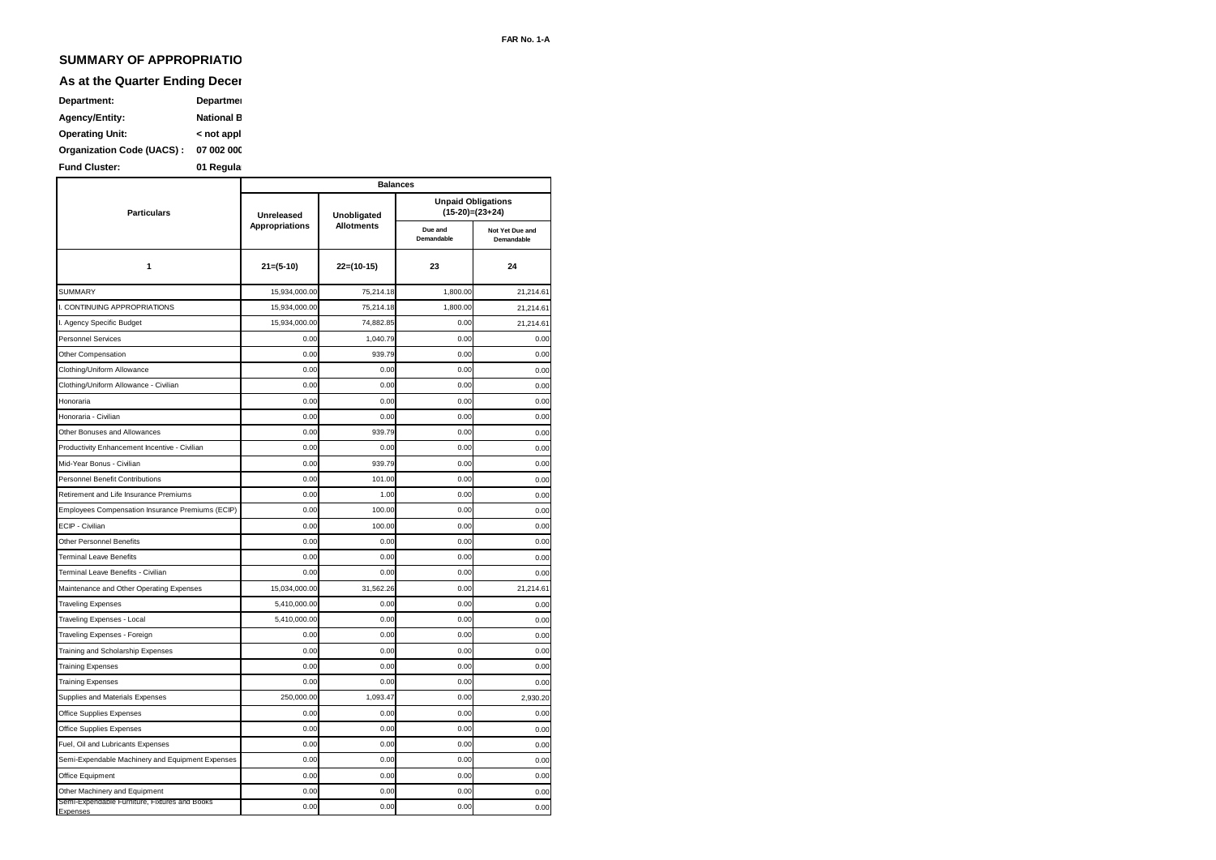FAR No. 1-A

## SUMMARY OF APPROPRIATIO

## As at the Quarter Ending Decer

**Department:** Departme

**Agency/Entity:** National B

**Operating Unit:** < not appl

**Organization Code (UACS) :** 07 002 000

**Fund Cluster:** 01 Regula

| Particulars | Balances | | | |
|---|---|---|---|---|
| | Unreleased Appropriations | Unobligated Allotments | Unpaid Obligations (15-20)=(23+24) | |
| | | | Due and Demandable | Not Yet Due and Demandable |
| 1 | 21=(5-10) | 22=(10-15) | 23 | 24 |
| SUMMARY | 15,934,000.00 | 75,214.18 | 1,800.00 | 21,214.61 |
| I. CONTINUING APPROPRIATIONS | 15,934,000.00 | 75,214.18 | 1,800.00 | 21,214.61 |
| I. Agency Specific Budget | 15,934,000.00 | 74,882.85 | 0.00 | 21,214.61 |
| Personnel Services | 0.00 | 1,040.79 | 0.00 | 0.00 |
| Other Compensation | 0.00 | 939.79 | 0.00 | 0.00 |
| Clothing/Uniform Allowance | 0.00 | 0.00 | 0.00 | 0.00 |
| Clothing/Uniform Allowance - Civilian | 0.00 | 0.00 | 0.00 | 0.00 |
| Honoraria | 0.00 | 0.00 | 0.00 | 0.00 |
| Honoraria - Civilian | 0.00 | 0.00 | 0.00 | 0.00 |
| Other Bonuses and Allowances | 0.00 | 939.79 | 0.00 | 0.00 |
| Productivity Enhancement Incentive - Civilian | 0.00 | 0.00 | 0.00 | 0.00 |
| Mid-Year Bonus - Civilian | 0.00 | 939.79 | 0.00 | 0.00 |
| Personnel Benefit Contributions | 0.00 | 101.00 | 0.00 | 0.00 |
| Retirement and Life Insurance Premiums | 0.00 | 1.00 | 0.00 | 0.00 |
| Employees Compensation Insurance Premiums (ECIP) | 0.00 | 100.00 | 0.00 | 0.00 |
| ECIP - Civilian | 0.00 | 100.00 | 0.00 | 0.00 |
| Other Personnel Benefits | 0.00 | 0.00 | 0.00 | 0.00 |
| Terminal Leave Benefits | 0.00 | 0.00 | 0.00 | 0.00 |
| Terminal Leave Benefits - Civilian | 0.00 | 0.00 | 0.00 | 0.00 |
| Maintenance and Other Operating Expenses | 15,034,000.00 | 31,562.26 | 0.00 | 21,214.61 |
| Traveling Expenses | 5,410,000.00 | 0.00 | 0.00 | 0.00 |
| Traveling Expenses - Local | 5,410,000.00 | 0.00 | 0.00 | 0.00 |
| Traveling Expenses - Foreign | 0.00 | 0.00 | 0.00 | 0.00 |
| Training and Scholarship Expenses | 0.00 | 0.00 | 0.00 | 0.00 |
| Training Expenses | 0.00 | 0.00 | 0.00 | 0.00 |
| Training Expenses | 0.00 | 0.00 | 0.00 | 0.00 |
| Supplies and Materials Expenses | 250,000.00 | 1,093.47 | 0.00 | 2,930.20 |
| Office Supplies Expenses | 0.00 | 0.00 | 0.00 | 0.00 |
| Office Supplies Expenses | 0.00 | 0.00 | 0.00 | 0.00 |
| Fuel, Oil and Lubricants Expenses | 0.00 | 0.00 | 0.00 | 0.00 |
| Semi-Expendable Machinery and Equipment Expenses | 0.00 | 0.00 | 0.00 | 0.00 |
| Office Equipment | 0.00 | 0.00 | 0.00 | 0.00 |
| Other Machinery and Equipment | 0.00 | 0.00 | 0.00 | 0.00 |
| Semi-Expendable Furniture, Fixtures and Books Expenses | 0.00 | 0.00 | 0.00 | 0.00 |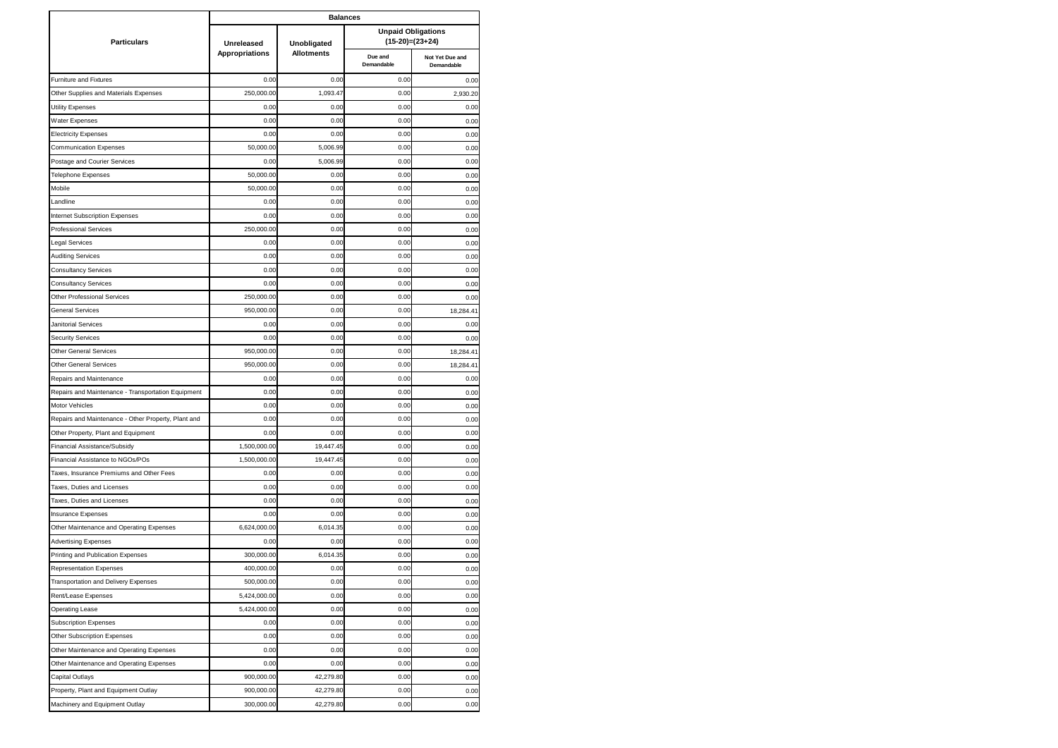| Particulars | Balances | | | |
|---|---|---|---|---|
| | Unreleased Appropriations | Unobligated Allotments | Unpaid Obligations (15-20)=(23+24) | |
| | | | Due and Demandable | Not Yet Due and Demandable |
| Furniture and Fixtures | 0.00 | 0.00 | 0.00 | 0.00 |
| Other Supplies and Materials Expenses | 250,000.00 | 1,093.47 | 0.00 | 2,930.20 |
| Utility Expenses | 0.00 | 0.00 | 0.00 | 0.00 |
| Water Expenses | 0.00 | 0.00 | 0.00 | 0.00 |
| Electricity Expenses | 0.00 | 0.00 | 0.00 | 0.00 |
| Communication Expenses | 50,000.00 | 5,006.99 | 0.00 | 0.00 |
| Postage and Courier Services | 0.00 | 5,006.99 | 0.00 | 0.00 |
| Telephone Expenses | 50,000.00 | 0.00 | 0.00 | 0.00 |
| Mobile | 50,000.00 | 0.00 | 0.00 | 0.00 |
| Landline | 0.00 | 0.00 | 0.00 | 0.00 |
| Internet Subscription Expenses | 0.00 | 0.00 | 0.00 | 0.00 |
| Professional Services | 250,000.00 | 0.00 | 0.00 | 0.00 |
| Legal Services | 0.00 | 0.00 | 0.00 | 0.00 |
| Auditing Services | 0.00 | 0.00 | 0.00 | 0.00 |
| Consultancy Services | 0.00 | 0.00 | 0.00 | 0.00 |
| Consultancy Services | 0.00 | 0.00 | 0.00 | 0.00 |
| Other Professional Services | 250,000.00 | 0.00 | 0.00 | 0.00 |
| General Services | 950,000.00 | 0.00 | 0.00 | 18,284.41 |
| Janitorial Services | 0.00 | 0.00 | 0.00 | 0.00 |
| Security Services | 0.00 | 0.00 | 0.00 | 0.00 |
| Other General Services | 950,000.00 | 0.00 | 0.00 | 18,284.41 |
| Other General Services | 950,000.00 | 0.00 | 0.00 | 18,284.41 |
| Repairs and Maintenance | 0.00 | 0.00 | 0.00 | 0.00 |
| Repairs and Maintenance - Transportation Equipment | 0.00 | 0.00 | 0.00 | 0.00 |
| Motor Vehicles | 0.00 | 0.00 | 0.00 | 0.00 |
| Repairs and Maintenance - Other Property, Plant and | 0.00 | 0.00 | 0.00 | 0.00 |
| Other Property, Plant and Equipment | 0.00 | 0.00 | 0.00 | 0.00 |
| Financial Assistance/Subsidy | 1,500,000.00 | 19,447.45 | 0.00 | 0.00 |
| Financial Assistance to NGOs/POs | 1,500,000.00 | 19,447.45 | 0.00 | 0.00 |
| Taxes, Insurance Premiums and Other Fees | 0.00 | 0.00 | 0.00 | 0.00 |
| Taxes, Duties and Licenses | 0.00 | 0.00 | 0.00 | 0.00 |
| Taxes, Duties and Licenses | 0.00 | 0.00 | 0.00 | 0.00 |
| Insurance Expenses | 0.00 | 0.00 | 0.00 | 0.00 |
| Other Maintenance and Operating Expenses | 6,624,000.00 | 6,014.35 | 0.00 | 0.00 |
| Advertising Expenses | 0.00 | 0.00 | 0.00 | 0.00 |
| Printing and Publication Expenses | 300,000.00 | 6,014.35 | 0.00 | 0.00 |
| Representation Expenses | 400,000.00 | 0.00 | 0.00 | 0.00 |
| Transportation and Delivery Expenses | 500,000.00 | 0.00 | 0.00 | 0.00 |
| Rent/Lease Expenses | 5,424,000.00 | 0.00 | 0.00 | 0.00 |
| Operating Lease | 5,424,000.00 | 0.00 | 0.00 | 0.00 |
| Subscription Expenses | 0.00 | 0.00 | 0.00 | 0.00 |
| Other Subscription Expenses | 0.00 | 0.00 | 0.00 | 0.00 |
| Other Maintenance and Operating Expenses | 0.00 | 0.00 | 0.00 | 0.00 |
| Other Maintenance and Operating Expenses | 0.00 | 0.00 | 0.00 | 0.00 |
| Capital Outlays | 900,000.00 | 42,279.80 | 0.00 | 0.00 |
| Property, Plant and Equipment Outlay | 900,000.00 | 42,279.80 | 0.00 | 0.00 |
| Machinery and Equipment Outlay | 300,000.00 | 42,279.80 | 0.00 | 0.00 |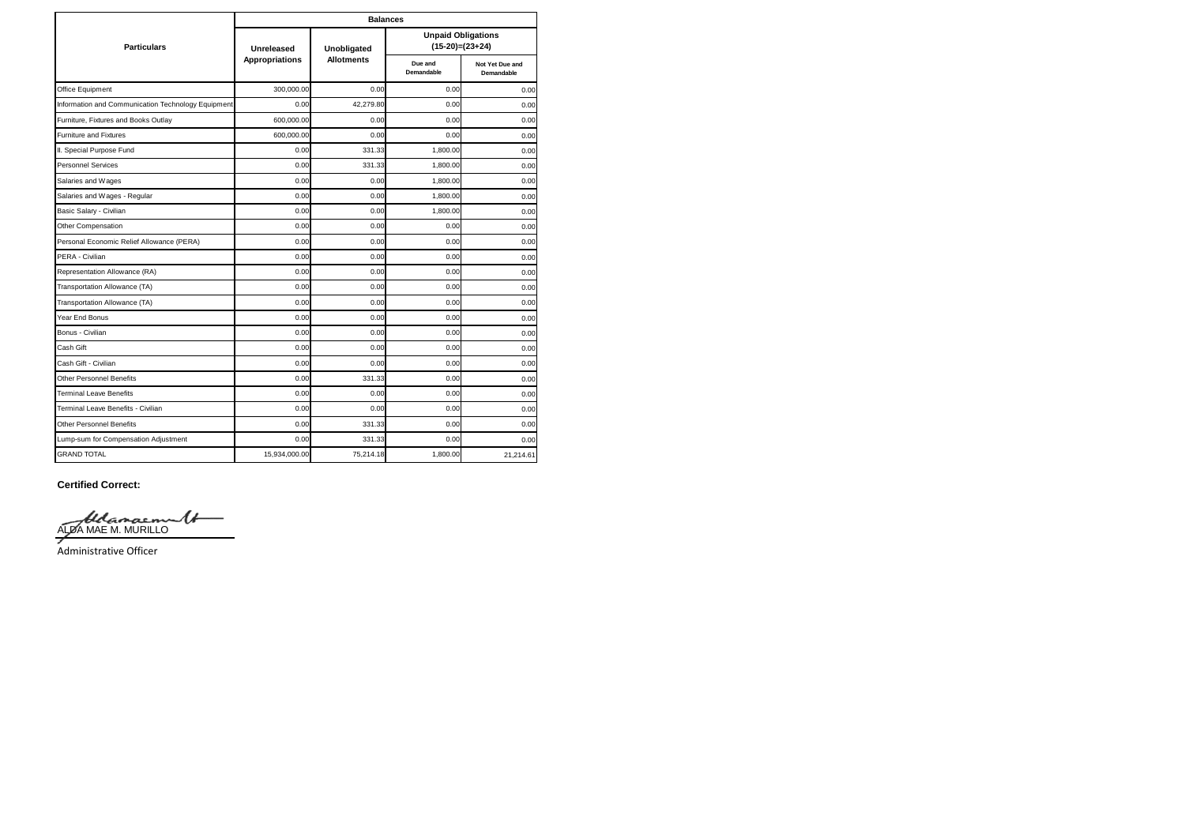| Particulars | Balances | | | |
|---|---|---|---|---|
| | Unreleased Appropriations | Unobligated Allotments | Unpaid Obligations (15-20)=(23+24) | |
| | | | Due and Demandable | Not Yet Due and Demandable |
| Office Equipment | 300,000.00 | 0.00 | 0.00 | 0.00 |
| Information and Communication Technology Equipment | 0.00 | 42,279.80 | 0.00 | 0.00 |
| Furniture, Fixtures and Books Outlay | 600,000.00 | 0.00 | 0.00 | 0.00 |
| Furniture and Fixtures | 600,000.00 | 0.00 | 0.00 | 0.00 |
| II. Special Purpose Fund | 0.00 | 331.33 | 1,800.00 | 0.00 |
| Personnel Services | 0.00 | 331.33 | 1,800.00 | 0.00 |
| Salaries and Wages | 0.00 | 0.00 | 1,800.00 | 0.00 |
| Salaries and Wages - Regular | 0.00 | 0.00 | 1,800.00 | 0.00 |
| Basic Salary - Civilian | 0.00 | 0.00 | 1,800.00 | 0.00 |
| Other Compensation | 0.00 | 0.00 | 0.00 | 0.00 |
| Personal Economic Relief Allowance (PERA) | 0.00 | 0.00 | 0.00 | 0.00 |
| PERA - Civilian | 0.00 | 0.00 | 0.00 | 0.00 |
| Representation Allowance (RA) | 0.00 | 0.00 | 0.00 | 0.00 |
| Transportation Allowance (TA) | 0.00 | 0.00 | 0.00 | 0.00 |
| Transportation Allowance (TA) | 0.00 | 0.00 | 0.00 | 0.00 |
| Year End Bonus | 0.00 | 0.00 | 0.00 | 0.00 |
| Bonus - Civilian | 0.00 | 0.00 | 0.00 | 0.00 |
| Cash Gift | 0.00 | 0.00 | 0.00 | 0.00 |
| Cash Gift - Civilian | 0.00 | 0.00 | 0.00 | 0.00 |
| Other Personnel Benefits | 0.00 | 331.33 | 0.00 | 0.00 |
| Terminal Leave Benefits | 0.00 | 0.00 | 0.00 | 0.00 |
| Terminal Leave Benefits - Civilian | 0.00 | 0.00 | 0.00 | 0.00 |
| Other Personnel Benefits | 0.00 | 331.33 | 0.00 | 0.00 |
| Lump-sum for Compensation Adjustment | 0.00 | 331.33 | 0.00 | 0.00 |
| GRAND TOTAL | 15,934,000.00 | 75,214.18 | 1,800.00 | 21,214.61 |

**Certified Correct:**

ALDA MAE M. MURILLO

Administrative Officer